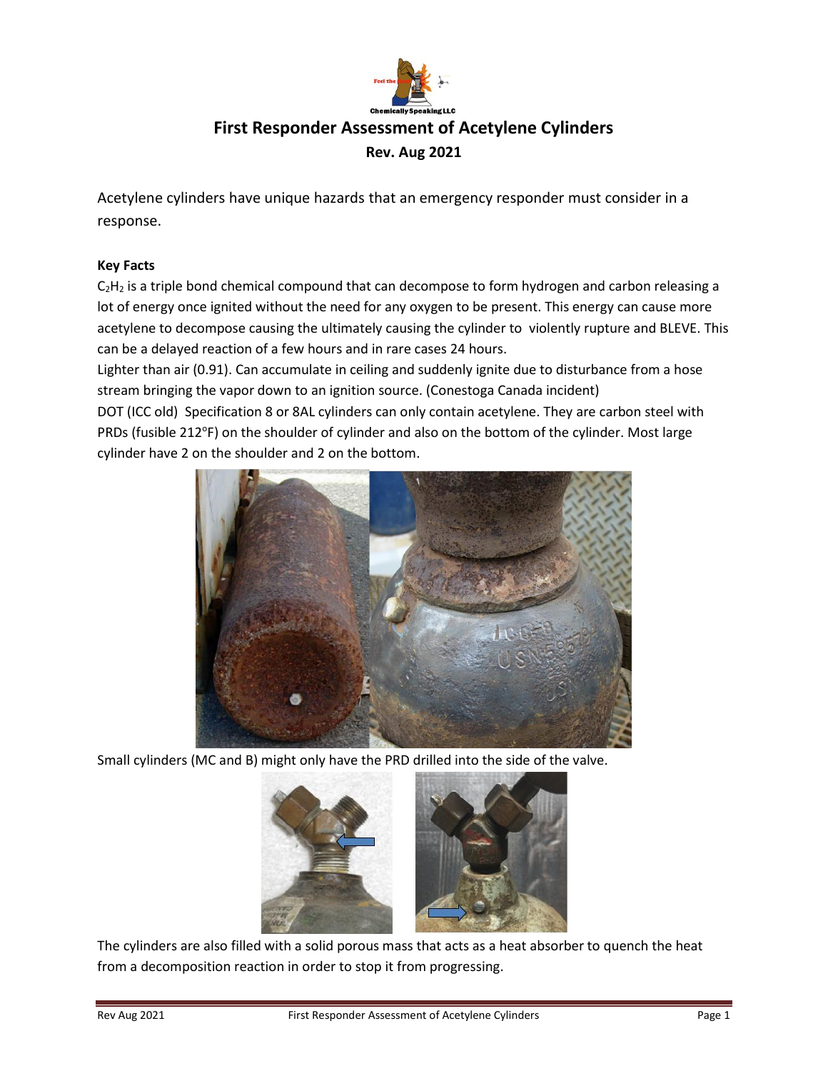# First Responder Assessment of Acetylene Cylinders

**Rev. Aug 2021**

Acetylene cylinders have unique hazards that an emergency responder must consider in a response.

**Key Facts**

$C_2H_2$ is a triple bond chemical compound that can decompose to form hydrogen and carbon releasing a lot of energy once ignited without the need for any oxygen to be present. This energy can cause more acetylene to decompose causing the ultimately causing the cylinder to violently rupture and BLEVE. This can be a delayed reaction of a few hours and in rare cases 24 hours.

Lighter than air (0.91). Can accumulate in ceiling and suddenly ignite due to disturbance from a hose stream bringing the vapor down to an ignition source. (Conestoga Canada incident)

DOT (ICC old) Specification 8 or 8AL cylinders can only contain acetylene. They are carbon steel with PRDs (fusible 212$^{o}$F) on the shoulder of cylinder and also on the bottom of the cylinder. Most large cylinder have 2 on the shoulder and 2 on the bottom.

Small cylinders (MC and B) might only have the PRD drilled into the side of the valve.

The cylinders are also filled with a solid porous mass that acts as a heat absorber to quench the heat from a decomposition reaction in order to stop it from progressing.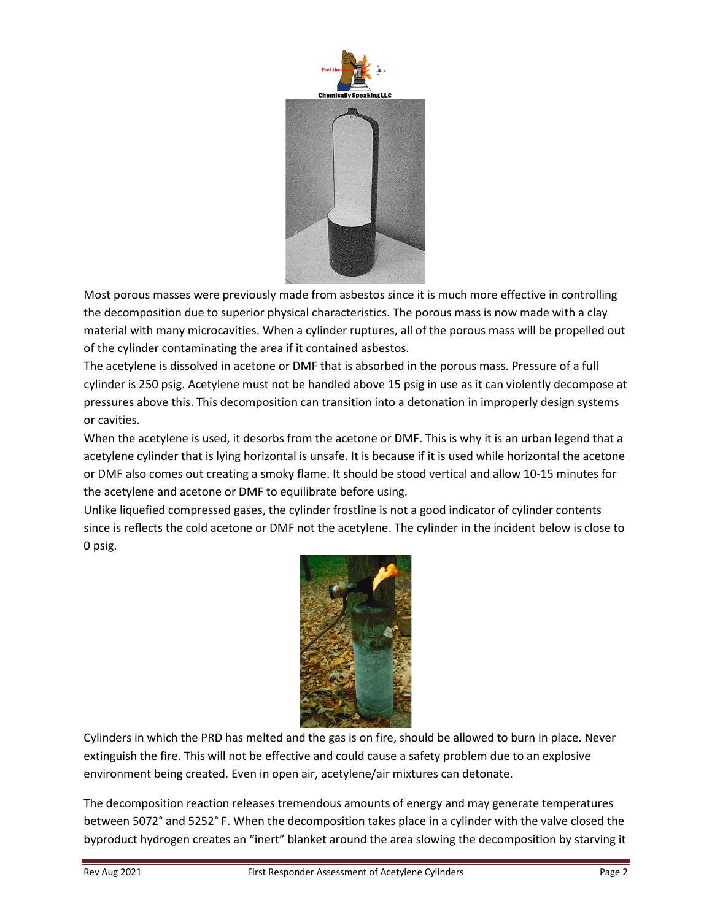Most porous masses were previously made from asbestos since it is much more effective in controlling the decomposition due to superior physical characteristics. The porous mass is now made with a clay material with many microcavities. When a cylinder ruptures, all of the porous mass will be propelled out of the cylinder contaminating the area if it contained asbestos.

The acetylene is dissolved in acetone or DMF that is absorbed in the porous mass. Pressure of a full cylinder is 250 psig. Acetylene must not be handled above 15 psig in use as it can violently decompose at pressures above this. This decomposition can transition into a detonation in improperly design systems or cavities.

When the acetylene is used, it desorbs from the acetone or DMF. This is why it is an urban legend that a acetylene cylinder that is lying horizontal is unsafe. It is because if it is used while horizontal the acetone or DMF also comes out creating a smoky flame. It should be stood vertical and allow 10-15 minutes for the acetylene and acetone or DMF to equilibrate before using.

Unlike liquefied compressed gases, the cylinder frostline is not a good indicator of cylinder contents since is reflects the cold acetone or DMF not the acetylene. The cylinder in the incident below is close to 0 psig.

Cylinders in which the PRD has melted and the gas is on fire, should be allowed to burn in place. Never extinguish the fire. This will not be effective and could cause a safety problem due to an explosive environment being created. Even in open air, acetylene/air mixtures can detonate.

The decomposition reaction releases tremendous amounts of energy and may generate temperatures between 5072° and 5252° F. When the decomposition takes place in a cylinder with the valve closed the byproduct hydrogen creates an "inert" blanket around the area slowing the decomposition by starving it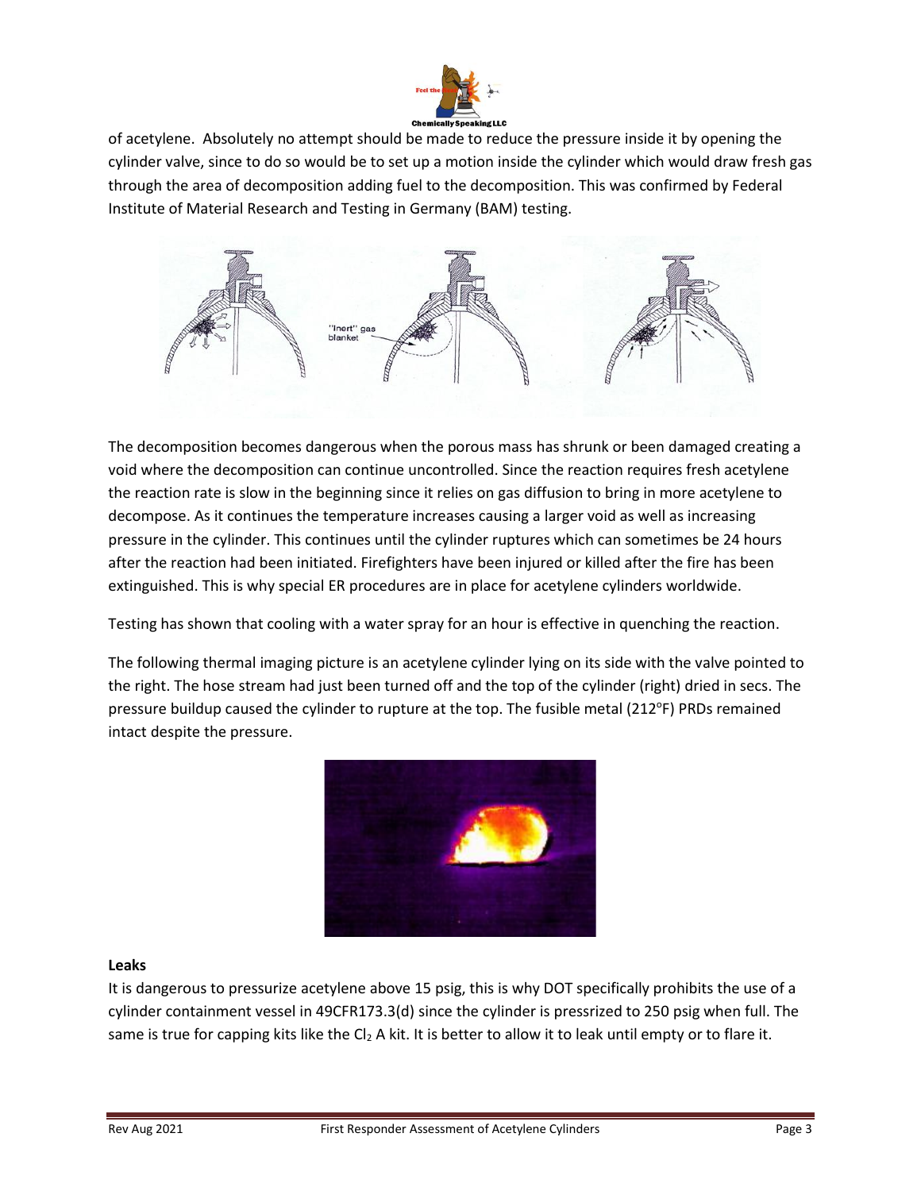of acetylene. Absolutely no attempt should be made to reduce the pressure inside it by opening the cylinder valve, since to do so would be to set up a motion inside the cylinder which would draw fresh gas through the area of decomposition adding fuel to the decomposition. This was confirmed by Federal Institute of Material Research and Testing in Germany (BAM) testing.

The decomposition becomes dangerous when the porous mass has shrunk or been damaged creating a void where the decomposition can continue uncontrolled. Since the reaction requires fresh acetylene the reaction rate is slow in the beginning since it relies on gas diffusion to bring in more acetylene to decompose. As it continues the temperature increases causing a larger void as well as increasing pressure in the cylinder. This continues until the cylinder ruptures which can sometimes be 24 hours after the reaction had been initiated. Firefighters have been injured or killed after the fire has been extinguished. This is why special ER procedures are in place for acetylene cylinders worldwide.

Testing has shown that cooling with a water spray for an hour is effective in quenching the reaction.

The following thermal imaging picture is an acetylene cylinder lying on its side with the valve pointed to the right. The hose stream had just been turned off and the top of the cylinder (right) dried in secs. The pressure buildup caused the cylinder to rupture at the top. The fusible metal (212$^{o}$F) PRDs remained intact despite the pressure.

**Leaks**

It is dangerous to pressurize acetylene above 15 psig, this is why DOT specifically prohibits the use of a cylinder containment vessel in 49CFR173.3(d) since the cylinder is pressrized to 250 psig when full. The same is true for capping kits like the $Cl_2$ A kit. It is better to allow it to leak until empty or to flare it.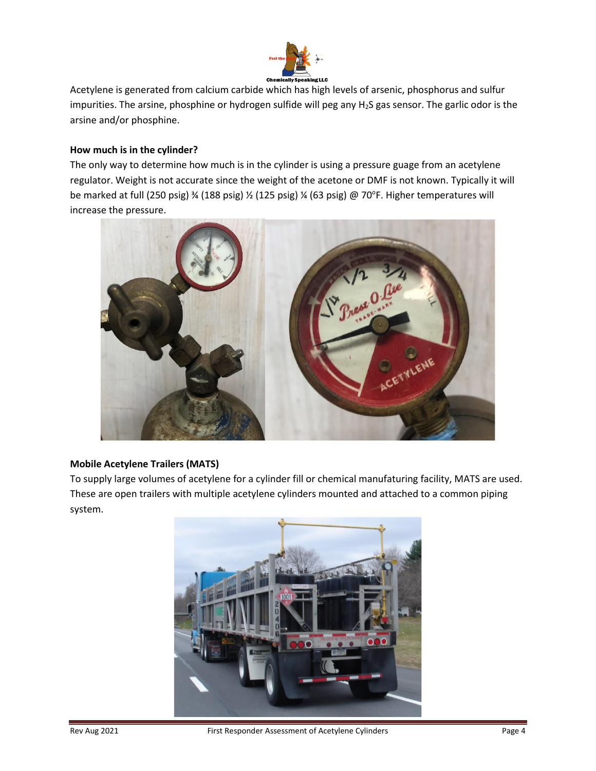Acetylene is generated from calcium carbide which has high levels of arsenic, phosphorus and sulfur impurities. The arsine, phosphine or hydrogen sulfide will peg any $H_2S$ gas sensor. The garlic odor is the arsine and/or phosphine.

**How much is in the cylinder?**

The only way to determine how much is in the cylinder is using a pressure guage from an acetylene regulator. Weight is not accurate since the weight of the acetone or DMF is not known. Typically it will be marked at full (250 psig) ¾ (188 psig) ½ (125 psig) ¼ (63 psig) @ 70°F. Higher temperatures will increase the pressure.

**Mobile Acetylene Trailers (MATS)**

To supply large volumes of acetylene for a cylinder fill or chemical manufaturing facility, MATS are used. These are open trailers with multiple acetylene cylinders mounted and attached to a common piping system.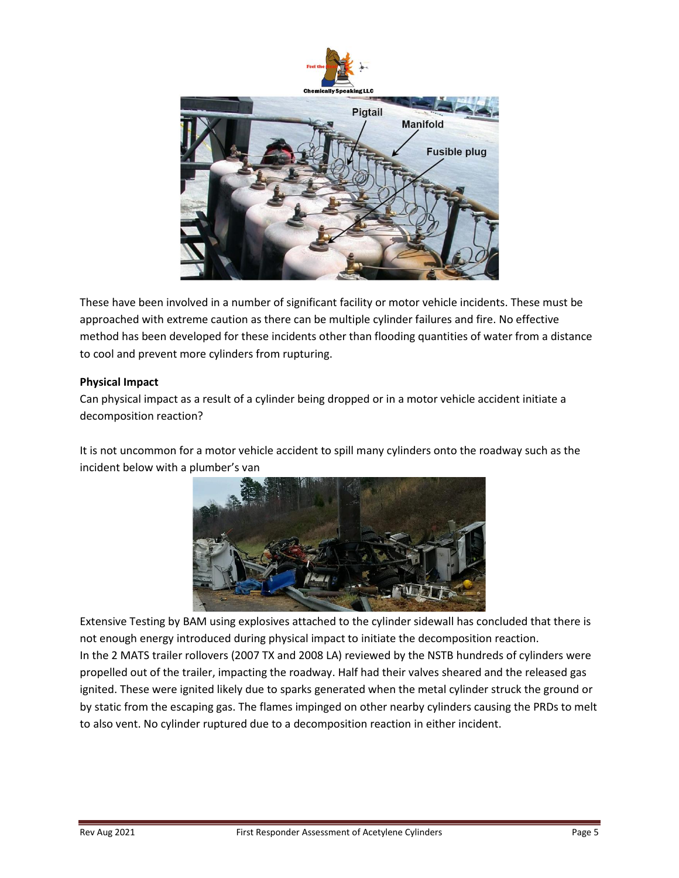These have been involved in a number of significant facility or motor vehicle incidents. These must be approached with extreme caution as there can be multiple cylinder failures and fire. No effective method has been developed for these incidents other than flooding quantities of water from a distance to cool and prevent more cylinders from rupturing.

**Physical Impact**

Can physical impact as a result of a cylinder being dropped or in a motor vehicle accident initiate a decomposition reaction?

It is not uncommon for a motor vehicle accident to spill many cylinders onto the roadway such as the incident below with a plumber's van

Extensive Testing by BAM using explosives attached to the cylinder sidewall has concluded that there is not enough energy introduced during physical impact to initiate the decomposition reaction.
In the 2 MATS trailer rollovers (2007 TX and 2008 LA) reviewed by the NSTB hundreds of cylinders were propelled out of the trailer, impacting the roadway. Half had their valves sheared and the released gas ignited. These were ignited likely due to sparks generated when the metal cylinder struck the ground or by static from the escaping gas. The flames impinged on other nearby cylinders causing the PRDs to melt to also vent. No cylinder ruptured due to a decomposition reaction in either incident.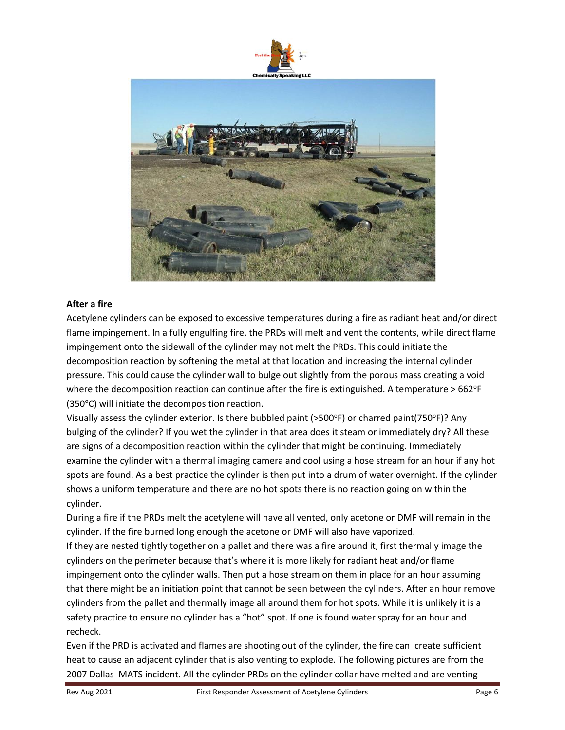## After a fire

Acetylene cylinders can be exposed to excessive temperatures during a fire as radiant heat and/or direct flame impingement. In a fully engulfing fire, the PRDs will melt and vent the contents, while direct flame impingement onto the sidewall of the cylinder may not melt the PRDs. This could initiate the decomposition reaction by softening the metal at that location and increasing the internal cylinder pressure. This could cause the cylinder wall to bulge out slightly from the porous mass creating a void where the decomposition reaction can continue after the fire is extinguished. A temperature > 662°F (350°C) will initiate the decomposition reaction.

Visually assess the cylinder exterior. Is there bubbled paint (>500°F) or charred paint(750°F)? Any bulging of the cylinder? If you wet the cylinder in that area does it steam or immediately dry? All these are signs of a decomposition reaction within the cylinder that might be continuing. Immediately examine the cylinder with a thermal imaging camera and cool using a hose stream for an hour if any hot spots are found. As a best practice the cylinder is then put into a drum of water overnight. If the cylinder shows a uniform temperature and there are no hot spots there is no reaction going on within the cylinder.

During a fire if the PRDs melt the acetylene will have all vented, only acetone or DMF will remain in the cylinder. If the fire burned long enough the acetone or DMF will also have vaporized.

If they are nested tightly together on a pallet and there was a fire around it, first thermally image the cylinders on the perimeter because that's where it is more likely for radiant heat and/or flame impingement onto the cylinder walls. Then put a hose stream on them in place for an hour assuming that there might be an initiation point that cannot be seen between the cylinders. After an hour remove cylinders from the pallet and thermally image all around them for hot spots. While it is unlikely it is a safety practice to ensure no cylinder has a "hot" spot. If one is found water spray for an hour and recheck.

Even if the PRD is activated and flames are shooting out of the cylinder, the fire can create sufficient heat to cause an adjacent cylinder that is also venting to explode. The following pictures are from the 2007 Dallas MATS incident. All the cylinder PRDs on the cylinder collar have melted and are venting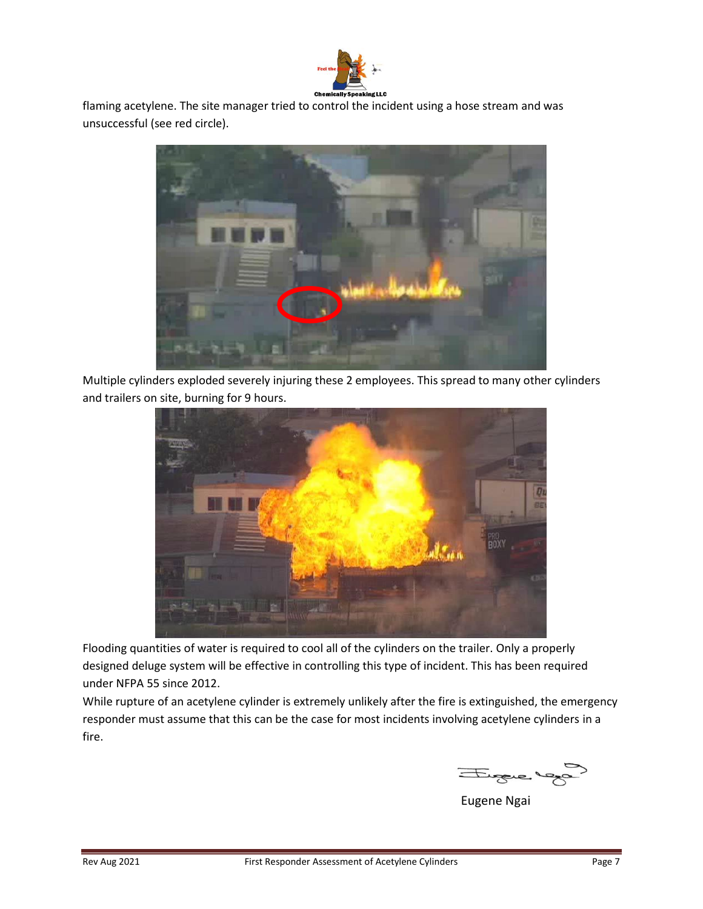flaming acetylene. The site manager tried to control the incident using a hose stream and was unsuccessful (see red circle).

Multiple cylinders exploded severely injuring these 2 employees. This spread to many other cylinders and trailers on site, burning for 9 hours.

Flooding quantities of water is required to cool all of the cylinders on the trailer. Only a properly designed deluge system will be effective in controlling this type of incident. This has been required under NFPA 55 since 2012.

While rupture of an acetylene cylinder is extremely unlikely after the fire is extinguished, the emergency responder must assume that this can be the case for most incidents involving acetylene cylinders in a fire.

Eugene Ngai